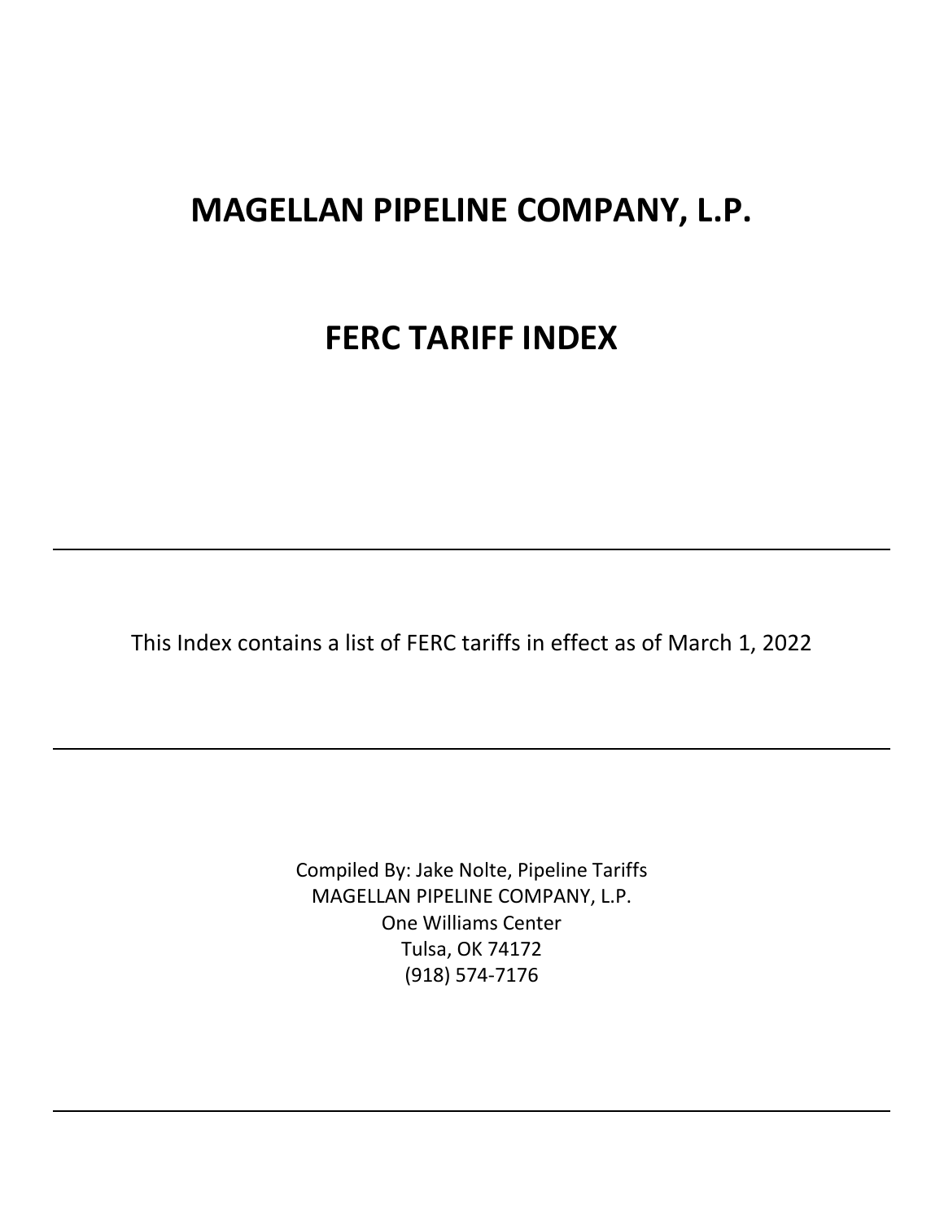# MAGELLAN PIPELINE COMPANY, L.P.

# FERC TARIFF INDEX

---

This Index contains a list of FERC tariffs in effect as of March 1, 2022

---

Compiled By: Jake Nolte, Pipeline Tariffs
MAGELLAN PIPELINE COMPANY, L.P.
One Williams Center
Tulsa, OK 74172
(918) 574-7176

---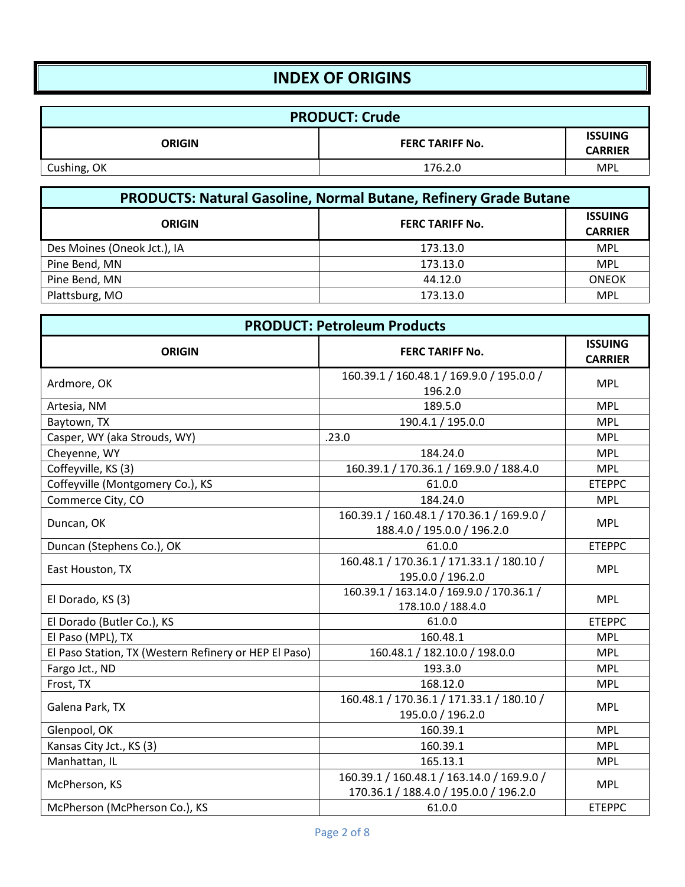# INDEX OF ORIGINS

| PRODUCT: Crude | | |
|---|---|---|
| **ORIGIN** | **FERC TARIFF No.** | **ISSUING CARRIER** |
| Cushing, OK | 176.2.0 | MPL |

| PRODUCTS: Natural Gasoline, Normal Butane, Refinery Grade Butane | | |
|---|---|---|
| **ORIGIN** | **FERC TARIFF No.** | **ISSUING CARRIER** |
| Des Moines (Oneok Jct.), IA | 173.13.0 | MPL |
| Pine Bend, MN | 173.13.0 | MPL |
| Pine Bend, MN | 44.12.0 | ONEOK |
| Plattsburg, MO | 173.13.0 | MPL |

| PRODUCT: Petroleum Products | | |
|---|---|---|
| **ORIGIN** | **FERC TARIFF No.** | **ISSUING CARRIER** |
| Ardmore, OK | 160.39.1 / 160.48.1 / 169.9.0 / 195.0.0 / 196.2.0 | MPL |
| Artesia, NM | 189.5.0 | MPL |
| Baytown, TX | 190.4.1 / 195.0.0 | MPL |
| Casper, WY (aka Strouds, WY) | .23.0 | MPL |
| Cheyenne, WY | 184.24.0 | MPL |
| Coffeyville, KS (3) | 160.39.1 / 170.36.1 / 169.9.0 / 188.4.0 | MPL |
| Coffeyville (Montgomery Co.), KS | 61.0.0 | ETEPPC |
| Commerce City, CO | 184.24.0 | MPL |
| Duncan, OK | 160.39.1 / 160.48.1 / 170.36.1 / 169.9.0 / 188.4.0 / 195.0.0 / 196.2.0 | MPL |
| Duncan (Stephens Co.), OK | 61.0.0 | ETEPPC |
| East Houston, TX | 160.48.1 / 170.36.1 / 171.33.1 / 180.10 / 195.0.0 / 196.2.0 | MPL |
| El Dorado, KS (3) | 160.39.1 / 163.14.0 / 169.9.0 / 170.36.1 / 178.10.0 / 188.4.0 | MPL |
| El Dorado (Butler Co.), KS | 61.0.0 | ETEPPC |
| El Paso (MPL), TX | 160.48.1 | MPL |
| El Paso Station, TX (Western Refinery or HEP El Paso) | 160.48.1 / 182.10.0 / 198.0.0 | MPL |
| Fargo Jct., ND | 193.3.0 | MPL |
| Frost, TX | 168.12.0 | MPL |
| Galena Park, TX | 160.48.1 / 170.36.1 / 171.33.1 / 180.10 / 195.0.0 / 196.2.0 | MPL |
| Glenpool, OK | 160.39.1 | MPL |
| Kansas City Jct., KS (3) | 160.39.1 | MPL |
| Manhattan, IL | 165.13.1 | MPL |
| McPherson, KS | 160.39.1 / 160.48.1 / 163.14.0 / 169.9.0 / 170.36.1 / 188.4.0 / 195.0.0 / 196.2.0 | MPL |
| McPherson (McPherson Co.), KS | 61.0.0 | ETEPPC |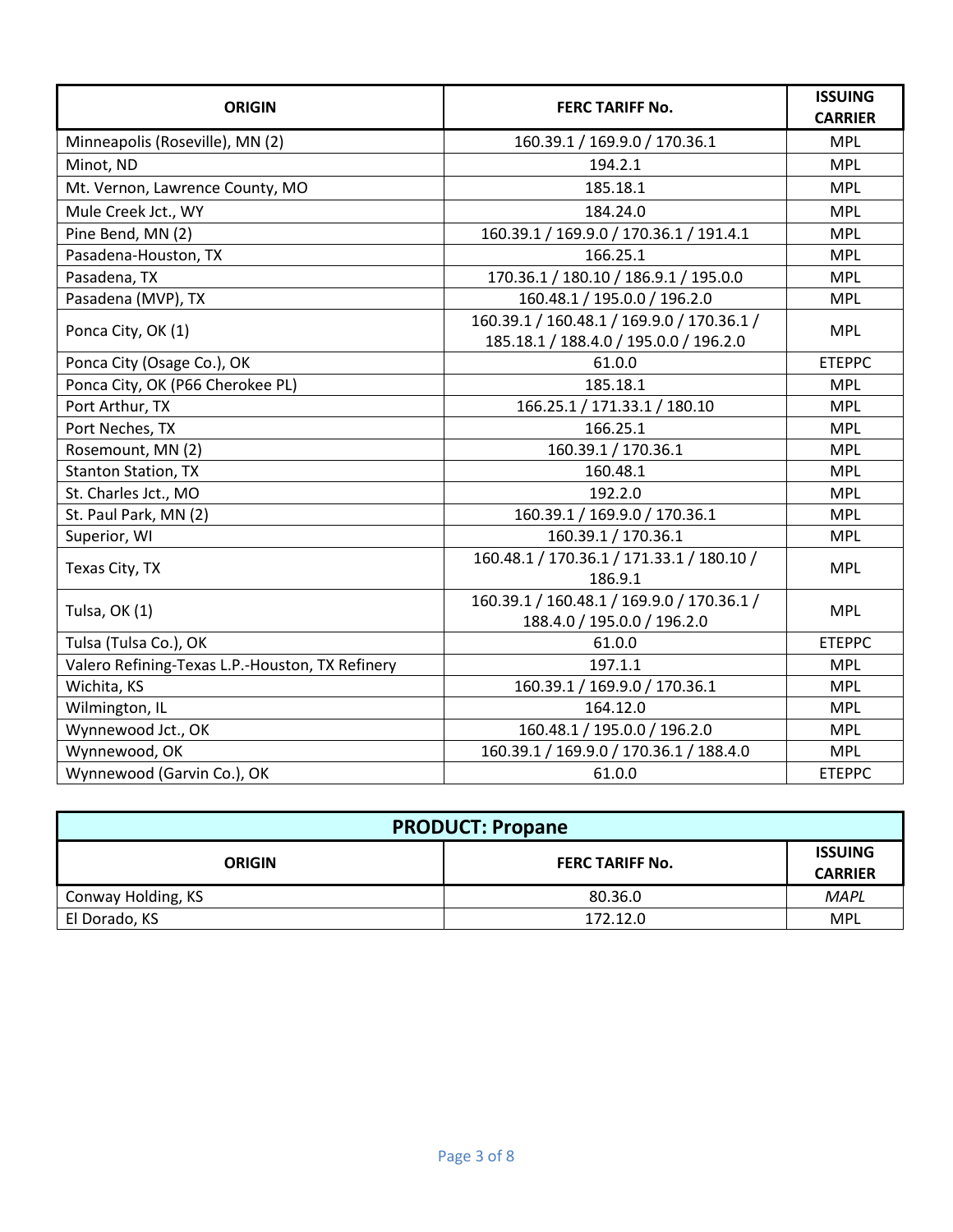| ORIGIN | FERC TARIFF No. | ISSUING CARRIER |
|---|---|---|
| Minneapolis (Roseville), MN (2) | 160.39.1 / 169.9.0 / 170.36.1 | MPL |
| Minot, ND | 194.2.1 | MPL |
| Mt. Vernon, Lawrence County, MO | 185.18.1 | MPL |
| Mule Creek Jct., WY | 184.24.0 | MPL |
| Pine Bend, MN (2) | 160.39.1 / 169.9.0 / 170.36.1 / 191.4.1 | MPL |
| Pasadena-Houston, TX | 166.25.1 | MPL |
| Pasadena, TX | 170.36.1 / 180.10 / 186.9.1 / 195.0.0 | MPL |
| Pasadena (MVP), TX | 160.48.1 / 195.0.0 / 196.2.0 | MPL |
| Ponca City, OK (1) | 160.39.1 / 160.48.1 / 169.9.0 / 170.36.1 / 185.18.1 / 188.4.0 / 195.0.0 / 196.2.0 | MPL |
| Ponca City (Osage Co.), OK | 61.0.0 | ETEPPC |
| Ponca City, OK (P66 Cherokee PL) | 185.18.1 | MPL |
| Port Arthur, TX | 166.25.1 / 171.33.1 / 180.10 | MPL |
| Port Neches, TX | 166.25.1 | MPL |
| Rosemount, MN (2) | 160.39.1 / 170.36.1 | MPL |
| Stanton Station, TX | 160.48.1 | MPL |
| St. Charles Jct., MO | 192.2.0 | MPL |
| St. Paul Park, MN (2) | 160.39.1 / 169.9.0 / 170.36.1 | MPL |
| Superior, WI | 160.39.1 / 170.36.1 | MPL |
| Texas City, TX | 160.48.1 / 170.36.1 / 171.33.1 / 180.10 / 186.9.1 | MPL |
| Tulsa, OK (1) | 160.39.1 / 160.48.1 / 169.9.0 / 170.36.1 / 188.4.0 / 195.0.0 / 196.2.0 | MPL |
| Tulsa (Tulsa Co.), OK | 61.0.0 | ETEPPC |
| Valero Refining-Texas L.P.-Houston, TX Refinery | 197.1.1 | MPL |
| Wichita, KS | 160.39.1 / 169.9.0 / 170.36.1 | MPL |
| Wilmington, IL | 164.12.0 | MPL |
| Wynnewood Jct., OK | 160.48.1 / 195.0.0 / 196.2.0 | MPL |
| Wynnewood, OK | 160.39.1 / 169.9.0 / 170.36.1 / 188.4.0 | MPL |
| Wynnewood (Garvin Co.), OK | 61.0.0 | ETEPPC |

**PRODUCT: Propane**

| ORIGIN | FERC TARIFF No. | ISSUING CARRIER |
|---|---|---|
| Conway Holding, KS | 80.36.0 | *MAPL* |
| El Dorado, KS | 172.12.0 | MPL |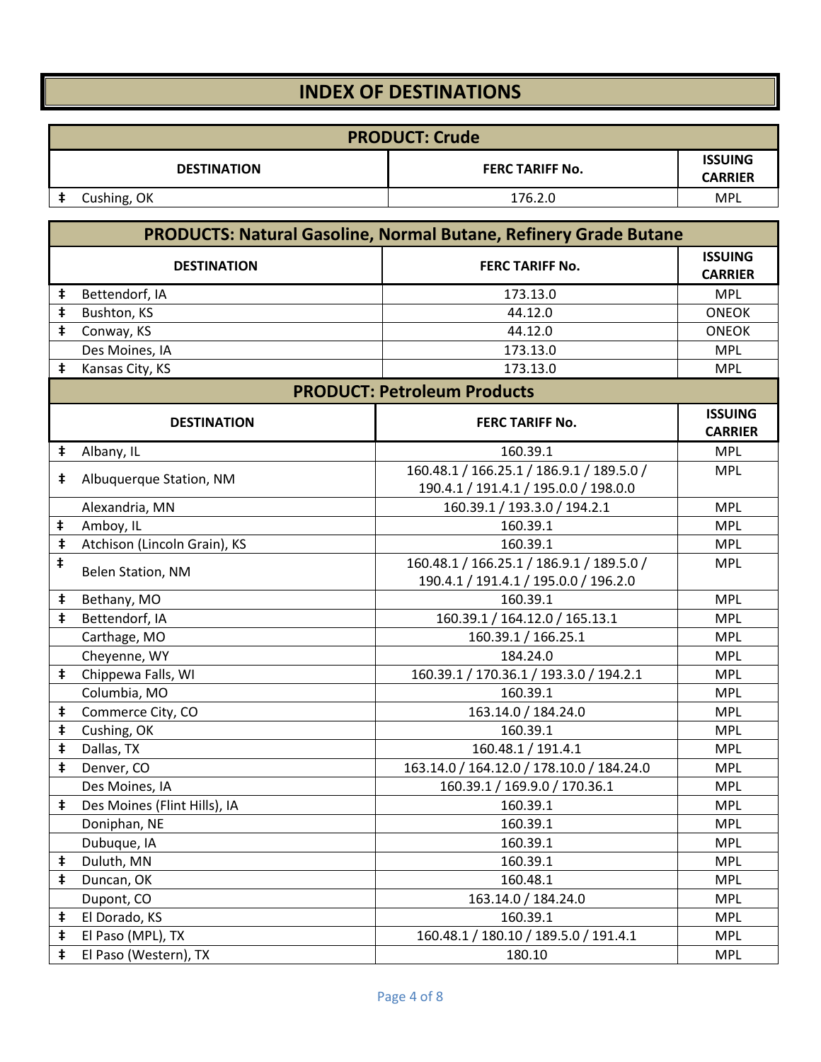# INDEX OF DESTINATIONS

## PRODUCT: Crude

| | DESTINATION | FERC TARIFF No. | ISSUING CARRIER |
|---|---|---|---|
| ‡ | Cushing, OK | 176.2.0 | MPL |

## PRODUCTS: Natural Gasoline, Normal Butane, Refinery Grade Butane

| | DESTINATION | FERC TARIFF No. | ISSUING CARRIER |
|---|---|---|---|
| ‡ | Bettendorf, IA | 173.13.0 | MPL |
| ‡ | Bushton, KS | 44.12.0 | ONEOK |
| ‡ | Conway, KS | 44.12.0 | ONEOK |
| | Des Moines, IA | 173.13.0 | MPL |
| ‡ | Kansas City, KS | 173.13.0 | MPL |

## PRODUCT: Petroleum Products

| | DESTINATION | FERC TARIFF No. | ISSUING CARRIER |
|---|---|---|---|
| ‡ | Albany, IL | 160.39.1 | MPL |
| ‡ | Albuquerque Station, NM | 160.48.1 / 166.25.1 / 186.9.1 / 189.5.0 / 190.4.1 / 191.4.1 / 195.0.0 / 198.0.0 | MPL |
| | Alexandria, MN | 160.39.1 / 193.3.0 / 194.2.1 | MPL |
| ‡ | Amboy, IL | 160.39.1 | MPL |
| ‡ | Atchison (Lincoln Grain), KS | 160.39.1 | MPL |
| ‡ | Belen Station, NM | 160.48.1 / 166.25.1 / 186.9.1 / 189.5.0 / 190.4.1 / 191.4.1 / 195.0.0 / 196.2.0 | MPL |
| ‡ | Bethany, MO | 160.39.1 | MPL |
| ‡ | Bettendorf, IA | 160.39.1 / 164.12.0 / 165.13.1 | MPL |
| | Carthage, MO | 160.39.1 / 166.25.1 | MPL |
| | Cheyenne, WY | 184.24.0 | MPL |
| ‡ | Chippewa Falls, WI | 160.39.1 / 170.36.1 / 193.3.0 / 194.2.1 | MPL |
| | Columbia, MO | 160.39.1 | MPL |
| ‡ | Commerce City, CO | 163.14.0 / 184.24.0 | MPL |
| ‡ | Cushing, OK | 160.39.1 | MPL |
| ‡ | Dallas, TX | 160.48.1 / 191.4.1 | MPL |
| ‡ | Denver, CO | 163.14.0 / 164.12.0 / 178.10.0 / 184.24.0 | MPL |
| | Des Moines, IA | 160.39.1 / 169.9.0 / 170.36.1 | MPL |
| ‡ | Des Moines (Flint Hills), IA | 160.39.1 | MPL |
| | Doniphan, NE | 160.39.1 | MPL |
| | Dubuque, IA | 160.39.1 | MPL |
| ‡ | Duluth, MN | 160.39.1 | MPL |
| ‡ | Duncan, OK | 160.48.1 | MPL |
| | Dupont, CO | 163.14.0 / 184.24.0 | MPL |
| ‡ | El Dorado, KS | 160.39.1 | MPL |
| ‡ | El Paso (MPL), TX | 160.48.1 / 180.10 / 189.5.0 / 191.4.1 | MPL |
| ‡ | El Paso (Western), TX | 180.10 | MPL |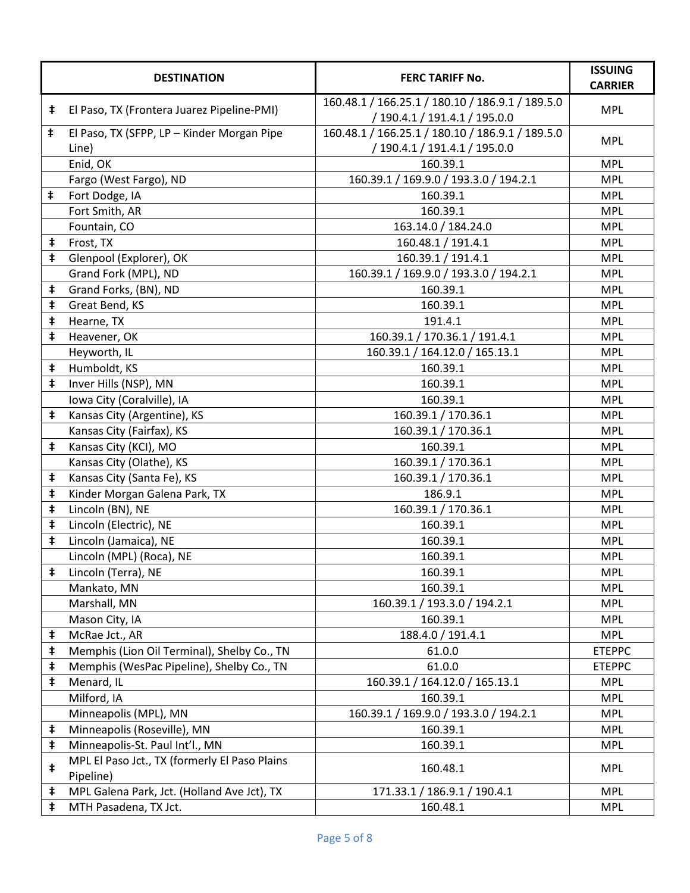| DESTINATION | | FERC TARIFF No. | ISSUING CARRIER |
|---|---|---|---|
| ‡ | El Paso, TX (Frontera Juarez Pipeline-PMI) | 160.48.1 / 166.25.1 / 180.10 / 186.9.1 / 189.5.0 / 190.4.1 / 191.4.1 / 195.0.0 | MPL |
| ‡ | El Paso, TX (SFPP, LP – Kinder Morgan Pipe Line) | 160.48.1 / 166.25.1 / 180.10 / 186.9.1 / 189.5.0 / 190.4.1 / 191.4.1 / 195.0.0 | MPL |
| | Enid, OK | 160.39.1 | MPL |
| | Fargo (West Fargo), ND | 160.39.1 / 169.9.0 / 193.3.0 / 194.2.1 | MPL |
| ‡ | Fort Dodge, IA | 160.39.1 | MPL |
| | Fort Smith, AR | 160.39.1 | MPL |
| | Fountain, CO | 163.14.0 / 184.24.0 | MPL |
| ‡ | Frost, TX | 160.48.1 / 191.4.1 | MPL |
| ‡ | Glenpool (Explorer), OK | 160.39.1 / 191.4.1 | MPL |
| | Grand Fork (MPL), ND | 160.39.1 / 169.9.0 / 193.3.0 / 194.2.1 | MPL |
| ‡ | Grand Forks, (BN), ND | 160.39.1 | MPL |
| ‡ | Great Bend, KS | 160.39.1 | MPL |
| ‡ | Hearne, TX | 191.4.1 | MPL |
| ‡ | Heavener, OK | 160.39.1 / 170.36.1 / 191.4.1 | MPL |
| | Heyworth, IL | 160.39.1 / 164.12.0 / 165.13.1 | MPL |
| ‡ | Humboldt, KS | 160.39.1 | MPL |
| ‡ | Inver Hills (NSP), MN | 160.39.1 | MPL |
| | Iowa City (Coralville), IA | 160.39.1 | MPL |
| ‡ | Kansas City (Argentine), KS | 160.39.1 / 170.36.1 | MPL |
| | Kansas City (Fairfax), KS | 160.39.1 / 170.36.1 | MPL |
| ‡ | Kansas City (KCI), MO | 160.39.1 | MPL |
| | Kansas City (Olathe), KS | 160.39.1 / 170.36.1 | MPL |
| ‡ | Kansas City (Santa Fe), KS | 160.39.1 / 170.36.1 | MPL |
| ‡ | Kinder Morgan Galena Park, TX | 186.9.1 | MPL |
| ‡ | Lincoln (BN), NE | 160.39.1 / 170.36.1 | MPL |
| ‡ | Lincoln (Electric), NE | 160.39.1 | MPL |
| ‡ | Lincoln (Jamaica), NE | 160.39.1 | MPL |
| | Lincoln (MPL) (Roca), NE | 160.39.1 | MPL |
| ‡ | Lincoln (Terra), NE | 160.39.1 | MPL |
| | Mankato, MN | 160.39.1 | MPL |
| | Marshall, MN | 160.39.1 / 193.3.0 / 194.2.1 | MPL |
| | Mason City, IA | 160.39.1 | MPL |
| ‡ | McRae Jct., AR | 188.4.0 / 191.4.1 | MPL |
| ‡ | Memphis (Lion Oil Terminal), Shelby Co., TN | 61.0.0 | ETEPPC |
| ‡ | Memphis (WesPac Pipeline), Shelby Co., TN | 61.0.0 | ETEPPC |
| ‡ | Menard, IL | 160.39.1 / 164.12.0 / 165.13.1 | MPL |
| | Milford, IA | 160.39.1 | MPL |
| | Minneapolis (MPL), MN | 160.39.1 / 169.9.0 / 193.3.0 / 194.2.1 | MPL |
| ‡ | Minneapolis (Roseville), MN | 160.39.1 | MPL |
| ‡ | Minneapolis-St. Paul Int'l., MN | 160.39.1 | MPL |
| ‡ | MPL El Paso Jct., TX (formerly El Paso Plains Pipeline) | 160.48.1 | MPL |
| ‡ | MPL Galena Park, Jct. (Holland Ave Jct), TX | 171.33.1 / 186.9.1 / 190.4.1 | MPL |
| ‡ | MTH Pasadena, TX Jct. | 160.48.1 | MPL |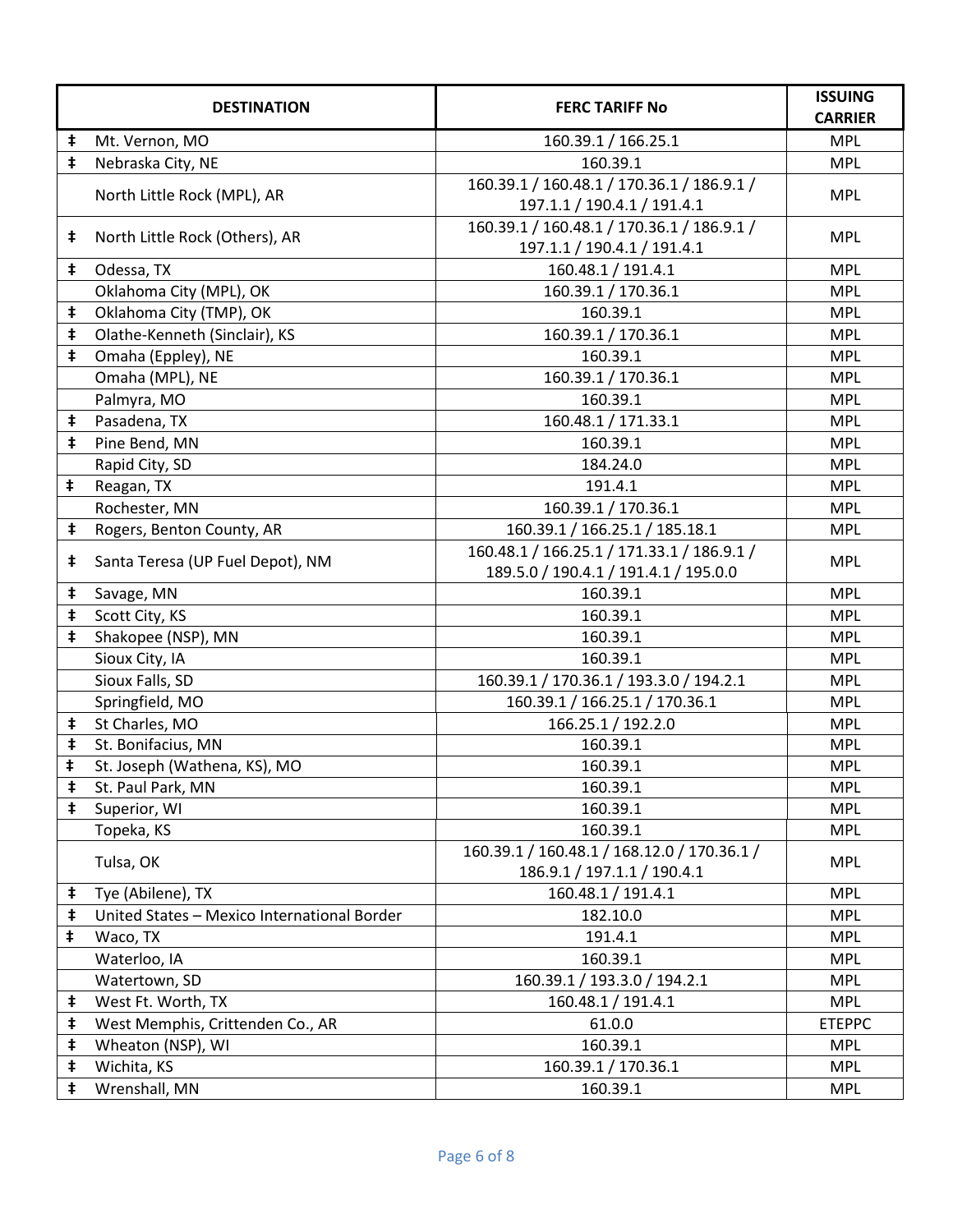| | DESTINATION | FERC TARIFF No | ISSUING CARRIER |
|---|---|---|---|
| ‡ | Mt. Vernon, MO | 160.39.1 / 166.25.1 | MPL |
| ‡ | Nebraska City, NE | 160.39.1 | MPL |
| | North Little Rock (MPL), AR | 160.39.1 / 160.48.1 / 170.36.1 / 186.9.1 / 197.1.1 / 190.4.1 / 191.4.1 | MPL |
| ‡ | North Little Rock (Others), AR | 160.39.1 / 160.48.1 / 170.36.1 / 186.9.1 / 197.1.1 / 190.4.1 / 191.4.1 | MPL |
| ‡ | Odessa, TX | 160.48.1 / 191.4.1 | MPL |
| | Oklahoma City (MPL), OK | 160.39.1 / 170.36.1 | MPL |
| ‡ | Oklahoma City (TMP), OK | 160.39.1 | MPL |
| ‡ | Olathe-Kenneth (Sinclair), KS | 160.39.1 / 170.36.1 | MPL |
| ‡ | Omaha (Eppley), NE | 160.39.1 | MPL |
| | Omaha (MPL), NE | 160.39.1 / 170.36.1 | MPL |
| | Palmyra, MO | 160.39.1 | MPL |
| ‡ | Pasadena, TX | 160.48.1 / 171.33.1 | MPL |
| ‡ | Pine Bend, MN | 160.39.1 | MPL |
| | Rapid City, SD | 184.24.0 | MPL |
| ‡ | Reagan, TX | 191.4.1 | MPL |
| | Rochester, MN | 160.39.1 / 170.36.1 | MPL |
| ‡ | Rogers, Benton County, AR | 160.39.1 / 166.25.1 / 185.18.1 | MPL |
| ‡ | Santa Teresa (UP Fuel Depot), NM | 160.48.1 / 166.25.1 / 171.33.1 / 186.9.1 / 189.5.0 / 190.4.1 / 191.4.1 / 195.0.0 | MPL |
| ‡ | Savage, MN | 160.39.1 | MPL |
| ‡ | Scott City, KS | 160.39.1 | MPL |
| ‡ | Shakopee (NSP), MN | 160.39.1 | MPL |
| | Sioux City, IA | 160.39.1 | MPL |
| | Sioux Falls, SD | 160.39.1 / 170.36.1 / 193.3.0 / 194.2.1 | MPL |
| | Springfield, MO | 160.39.1 / 166.25.1 / 170.36.1 | MPL |
| ‡ | St Charles, MO | 166.25.1 / 192.2.0 | MPL |
| ‡ | St. Bonifacius, MN | 160.39.1 | MPL |
| ‡ | St. Joseph (Wathena, KS), MO | 160.39.1 | MPL |
| ‡ | St. Paul Park, MN | 160.39.1 | MPL |
| ‡ | Superior, WI | 160.39.1 | MPL |
| | Topeka, KS | 160.39.1 | MPL |
| | Tulsa, OK | 160.39.1 / 160.48.1 / 168.12.0 / 170.36.1 / 186.9.1 / 197.1.1 / 190.4.1 | MPL |
| ‡ | Tye (Abilene), TX | 160.48.1 / 191.4.1 | MPL |
| ‡ | United States – Mexico International Border | 182.10.0 | MPL |
| ‡ | Waco, TX | 191.4.1 | MPL |
| | Waterloo, IA | 160.39.1 | MPL |
| | Watertown, SD | 160.39.1 / 193.3.0 / 194.2.1 | MPL |
| ‡ | West Ft. Worth, TX | 160.48.1 / 191.4.1 | MPL |
| ‡ | West Memphis, Crittenden Co., AR | 61.0.0 | ETEPPC |
| ‡ | Wheaton (NSP), WI | 160.39.1 | MPL |
| ‡ | Wichita, KS | 160.39.1 / 170.36.1 | MPL |
| ‡ | Wrenshall, MN | 160.39.1 | MPL |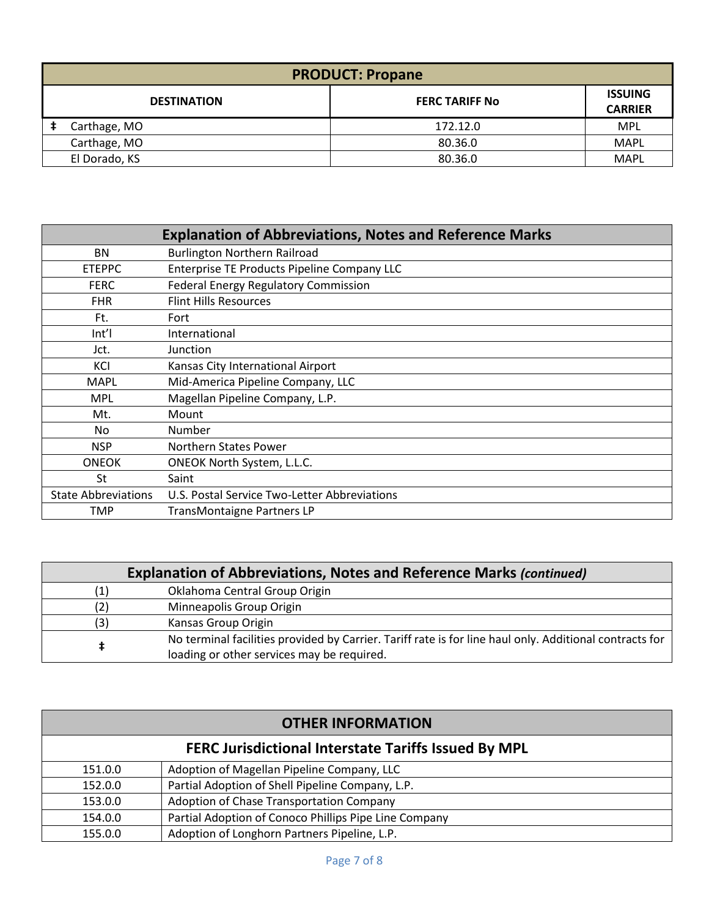| PRODUCT: Propane | | |
|---|---|---|
| **DESTINATION** | **FERC TARIFF No** | **ISSUING CARRIER** |
| ‡ Carthage, MO | 172.12.0 | MPL |
| Carthage, MO | 80.36.0 | MAPL |
| El Dorado, KS | 80.36.0 | MAPL |

| Explanation of Abbreviations, Notes and Reference Marks | |
|---|---|
| BN | Burlington Northern Railroad |
| ETEPPC | Enterprise TE Products Pipeline Company LLC |
| FERC | Federal Energy Regulatory Commission |
| FHR | Flint Hills Resources |
| Ft. | Fort |
| Int'l | International |
| Jct. | Junction |
| KCI | Kansas City International Airport |
| MAPL | Mid-America Pipeline Company, LLC |
| MPL | Magellan Pipeline Company, L.P. |
| Mt. | Mount |
| No | Number |
| NSP | Northern States Power |
| ONEOK | ONEOK North System, L.L.C. |
| St | Saint |
| State Abbreviations | U.S. Postal Service Two-Letter Abbreviations |
| TMP | TransMontaigne Partners LP |

| Explanation of Abbreviations, Notes and Reference Marks *(continued)* | |
|---|---|
| (1) | Oklahoma Central Group Origin |
| (2) | Minneapolis Group Origin |
| (3) | Kansas Group Origin |
| ‡ | No terminal facilities provided by Carrier. Tariff rate is for line haul only. Additional contracts for loading or other services may be required. |

| OTHER INFORMATION | |
|---|---|
| **FERC Jurisdictional Interstate Tariffs Issued By MPL** | |
| 151.0.0 | Adoption of Magellan Pipeline Company, LLC |
| 152.0.0 | Partial Adoption of Shell Pipeline Company, L.P. |
| 153.0.0 | Adoption of Chase Transportation Company |
| 154.0.0 | Partial Adoption of Conoco Phillips Pipe Line Company |
| 155.0.0 | Adoption of Longhorn Partners Pipeline, L.P. |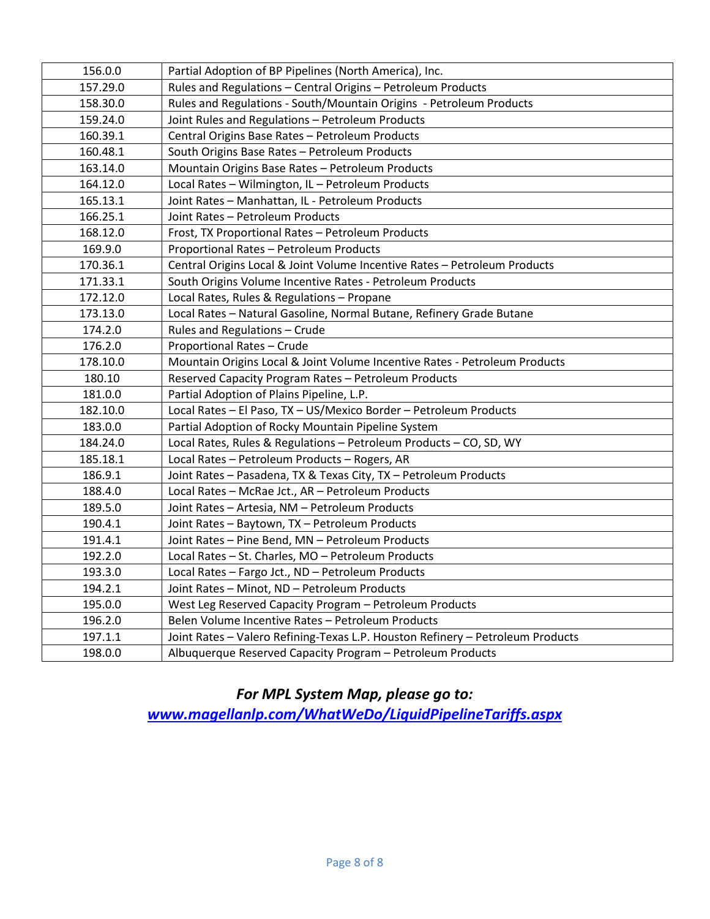| | |
|---|---|
| 156.0.0 | Partial Adoption of BP Pipelines (North America), Inc. |
| 157.29.0 | Rules and Regulations – Central Origins – Petroleum Products |
| 158.30.0 | Rules and Regulations - South/Mountain Origins - Petroleum Products |
| 159.24.0 | Joint Rules and Regulations – Petroleum Products |
| 160.39.1 | Central Origins Base Rates – Petroleum Products |
| 160.48.1 | South Origins Base Rates – Petroleum Products |
| 163.14.0 | Mountain Origins Base Rates – Petroleum Products |
| 164.12.0 | Local Rates – Wilmington, IL – Petroleum Products |
| 165.13.1 | Joint Rates – Manhattan, IL - Petroleum Products |
| 166.25.1 | Joint Rates – Petroleum Products |
| 168.12.0 | Frost, TX Proportional Rates – Petroleum Products |
| 169.9.0 | Proportional Rates – Petroleum Products |
| 170.36.1 | Central Origins Local & Joint Volume Incentive Rates – Petroleum Products |
| 171.33.1 | South Origins Volume Incentive Rates - Petroleum Products |
| 172.12.0 | Local Rates, Rules & Regulations – Propane |
| 173.13.0 | Local Rates – Natural Gasoline, Normal Butane, Refinery Grade Butane |
| 174.2.0 | Rules and Regulations – Crude |
| 176.2.0 | Proportional Rates – Crude |
| 178.10.0 | Mountain Origins Local & Joint Volume Incentive Rates - Petroleum Products |
| 180.10 | Reserved Capacity Program Rates – Petroleum Products |
| 181.0.0 | Partial Adoption of Plains Pipeline, L.P. |
| 182.10.0 | Local Rates – El Paso, TX – US/Mexico Border – Petroleum Products |
| 183.0.0 | Partial Adoption of Rocky Mountain Pipeline System |
| 184.24.0 | Local Rates, Rules & Regulations – Petroleum Products – CO, SD, WY |
| 185.18.1 | Local Rates – Petroleum Products – Rogers, AR |
| 186.9.1 | Joint Rates – Pasadena, TX & Texas City, TX – Petroleum Products |
| 188.4.0 | Local Rates – McRae Jct., AR – Petroleum Products |
| 189.5.0 | Joint Rates – Artesia, NM – Petroleum Products |
| 190.4.1 | Joint Rates – Baytown, TX – Petroleum Products |
| 191.4.1 | Joint Rates – Pine Bend, MN – Petroleum Products |
| 192.2.0 | Local Rates – St. Charles, MO – Petroleum Products |
| 193.3.0 | Local Rates – Fargo Jct., ND – Petroleum Products |
| 194.2.1 | Joint Rates – Minot, ND – Petroleum Products |
| 195.0.0 | West Leg Reserved Capacity Program – Petroleum Products |
| 196.2.0 | Belen Volume Incentive Rates – Petroleum Products |
| 197.1.1 | Joint Rates – Valero Refining-Texas L.P. Houston Refinery – Petroleum Products |
| 198.0.0 | Albuquerque Reserved Capacity Program – Petroleum Products |

***For MPL System Map, please go to:***

***[www.magellanlp.com/WhatWeDo/LiquidPipelineTariffs.aspx](www.magellanlp.com/WhatWeDo/LiquidPipelineTariffs.aspx)***